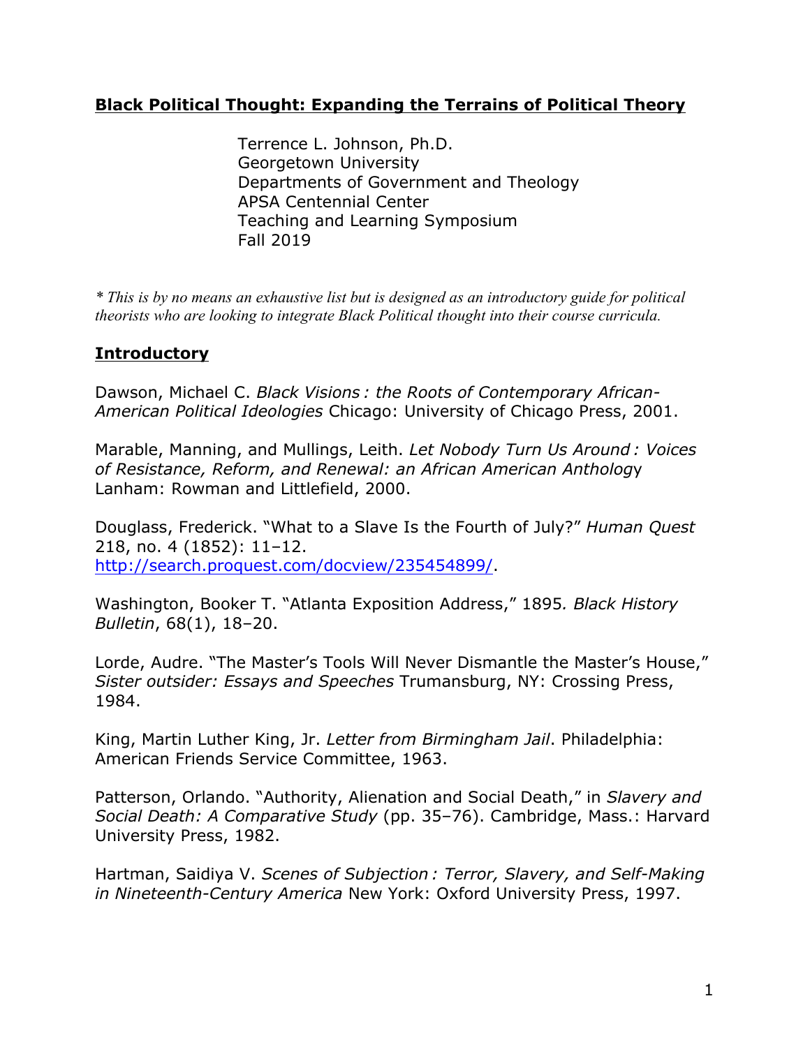**Black Political Thought: Expanding the Terrains of Political Theory**

Terrence L. Johnson, Ph.D.
Georgetown University
Departments of Government and Theology
APSA Centennial Center
Teaching and Learning Symposium
Fall 2019

*\* This is by no means an exhaustive list but is designed as an introductory guide for political theorists who are looking to integrate Black Political thought into their course curricula.*

## Introductory

Dawson, Michael C. *Black Visions : the Roots of Contemporary African-American Political Ideologies* Chicago: University of Chicago Press, 2001.

Marable, Manning, and Mullings, Leith. *Let Nobody Turn Us Around : Voices of Resistance, Reform, and Renewal: an African American Antholog*y Lanham: Rowman and Littlefield, 2000.

Douglass, Frederick. "What to a Slave Is the Fourth of July?" *Human Quest* 218, no. 4 (1852): 11–12. [http://search.proquest.com/docview/235454899/](http://search.proquest.com/docview/235454899/).

Washington, Booker T. "Atlanta Exposition Address," 1895*. Black History Bulletin*, 68(1), 18–20.

Lorde, Audre. "The Master's Tools Will Never Dismantle the Master's House," *Sister outsider: Essays and Speeches* Trumansburg, NY: Crossing Press, 1984.

King, Martin Luther King, Jr. *Letter from Birmingham Jail*. Philadelphia: American Friends Service Committee, 1963.

Patterson, Orlando. "Authority, Alienation and Social Death," in *Slavery and Social Death: A Comparative Study* (pp. 35–76). Cambridge, Mass.: Harvard University Press, 1982.

Hartman, Saidiya V. *Scenes of Subjection : Terror, Slavery, and Self-Making in Nineteenth-Century America* New York: Oxford University Press, 1997.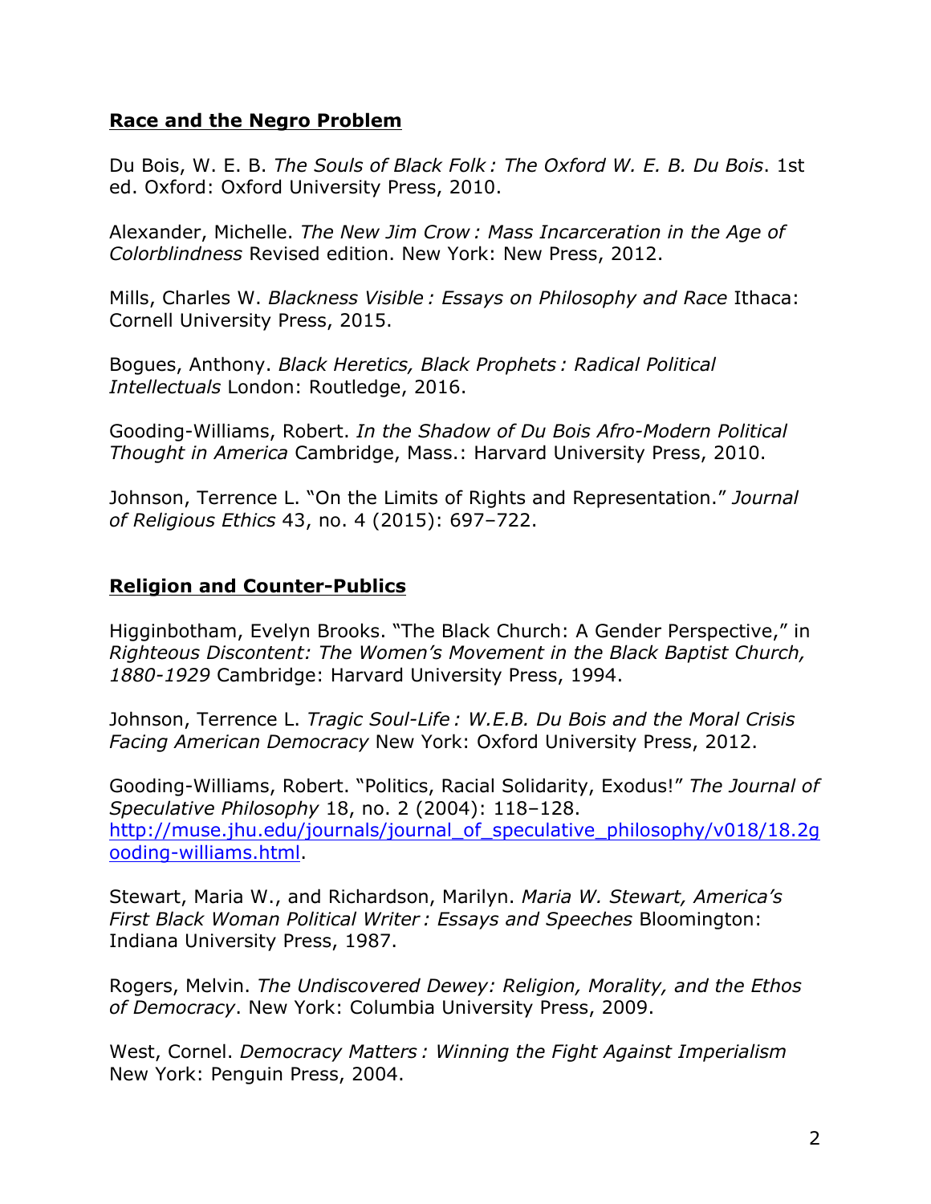## **Race and the Negro Problem**

Du Bois, W. E. B. *The Souls of Black Folk : The Oxford W. E. B. Du Bois*. 1st ed. Oxford: Oxford University Press, 2010.

Alexander, Michelle. *The New Jim Crow : Mass Incarceration in the Age of Colorblindness* Revised edition. New York: New Press, 2012.

Mills, Charles W. *Blackness Visible : Essays on Philosophy and Race* Ithaca: Cornell University Press, 2015.

Bogues, Anthony. *Black Heretics, Black Prophets : Radical Political Intellectuals* London: Routledge, 2016.

Gooding-Williams, Robert. *In the Shadow of Du Bois Afro-Modern Political Thought in America* Cambridge, Mass.: Harvard University Press, 2010.

Johnson, Terrence L. "On the Limits of Rights and Representation." *Journal of Religious Ethics* 43, no. 4 (2015): 697–722.

## **Religion and Counter-Publics**

Higginbotham, Evelyn Brooks. "The Black Church: A Gender Perspective," in *Righteous Discontent: The Women's Movement in the Black Baptist Church, 1880-1929* Cambridge: Harvard University Press, 1994.

Johnson, Terrence L. *Tragic Soul-Life : W.E.B. Du Bois and the Moral Crisis Facing American Democracy* New York: Oxford University Press, 2012.

Gooding-Williams, Robert. "Politics, Racial Solidarity, Exodus!" *The Journal of Speculative Philosophy* 18, no. 2 (2004): 118–128. http://muse.jhu.edu/journals/journal_of_speculative_philosophy/v018/18.2gooding-williams.html.

Stewart, Maria W., and Richardson, Marilyn. *Maria W. Stewart, America's First Black Woman Political Writer : Essays and Speeches* Bloomington: Indiana University Press, 1987.

Rogers, Melvin. *The Undiscovered Dewey: Religion, Morality, and the Ethos of Democracy*. New York: Columbia University Press, 2009.

West, Cornel. *Democracy Matters : Winning the Fight Against Imperialism* New York: Penguin Press, 2004.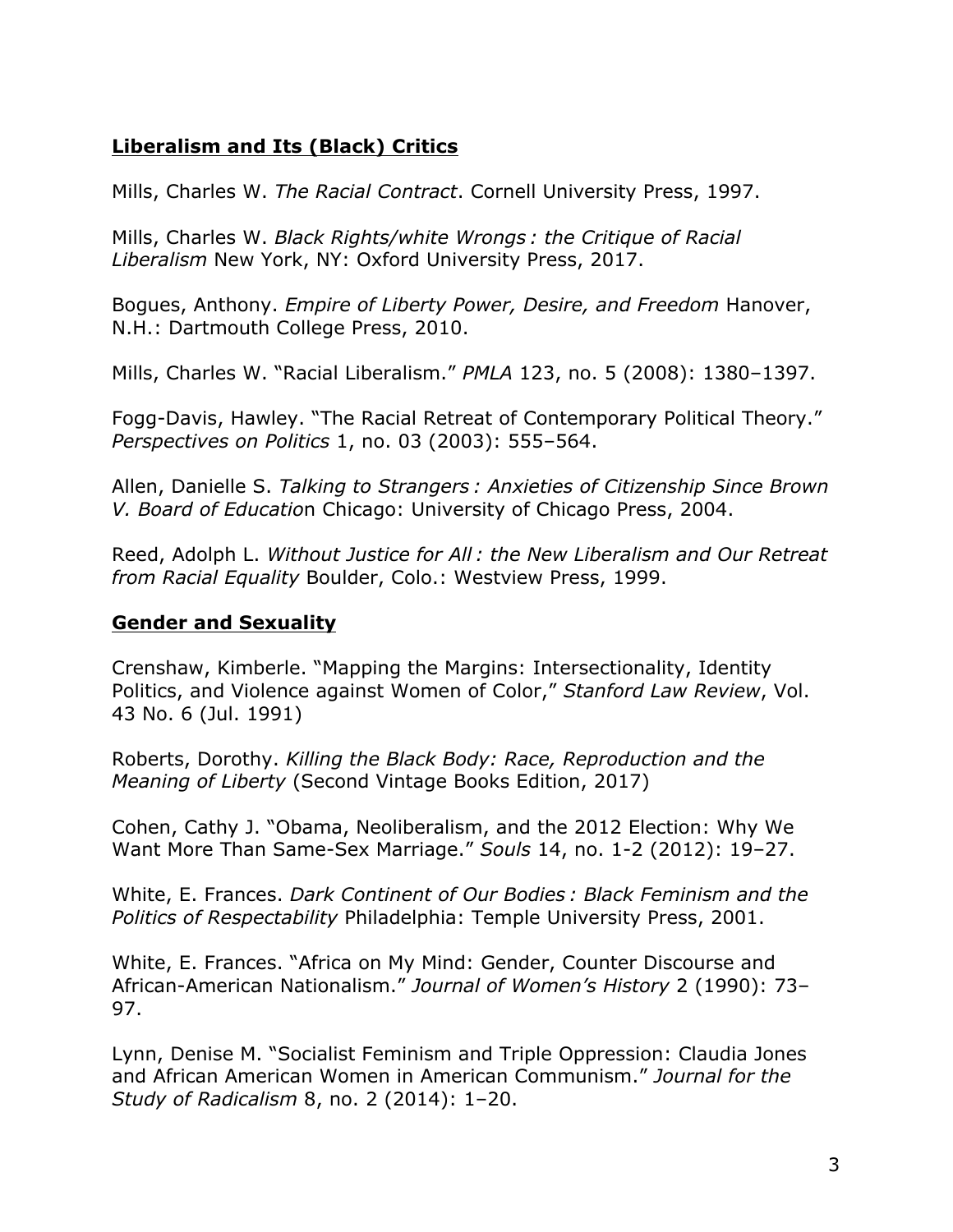## **Liberalism and Its (Black) Critics**

Mills, Charles W. *The Racial Contract*. Cornell University Press, 1997.

Mills, Charles W. *Black Rights/white Wrongs : the Critique of Racial Liberalism* New York, NY: Oxford University Press, 2017.

Bogues, Anthony. *Empire of Liberty Power, Desire, and Freedom* Hanover, N.H.: Dartmouth College Press, 2010.

Mills, Charles W. "Racial Liberalism." *PMLA* 123, no. 5 (2008): 1380–1397.

Fogg-Davis, Hawley. "The Racial Retreat of Contemporary Political Theory." *Perspectives on Politics* 1, no. 03 (2003): 555–564.

Allen, Danielle S. *Talking to Strangers : Anxieties of Citizenship Since Brown V. Board of Educatio*n Chicago: University of Chicago Press, 2004.

Reed, Adolph L. *Without Justice for All : the New Liberalism and Our Retreat from Racial Equality* Boulder, Colo.: Westview Press, 1999.

## **Gender and Sexuality**

Crenshaw, Kimberle. "Mapping the Margins: Intersectionality, Identity Politics, and Violence against Women of Color," *Stanford Law Review*, Vol. 43 No. 6 (Jul. 1991)

Roberts, Dorothy. *Killing the Black Body: Race, Reproduction and the Meaning of Liberty* (Second Vintage Books Edition, 2017)

Cohen, Cathy J. "Obama, Neoliberalism, and the 2012 Election: Why We Want More Than Same-Sex Marriage." *Souls* 14, no. 1-2 (2012): 19–27.

White, E. Frances. *Dark Continent of Our Bodies : Black Feminism and the Politics of Respectability* Philadelphia: Temple University Press, 2001.

White, E. Frances. "Africa on My Mind: Gender, Counter Discourse and African-American Nationalism." *Journal of Women's History* 2 (1990): 73–97.

Lynn, Denise M. "Socialist Feminism and Triple Oppression: Claudia Jones and African American Women in American Communism." *Journal for the Study of Radicalism* 8, no. 2 (2014): 1–20.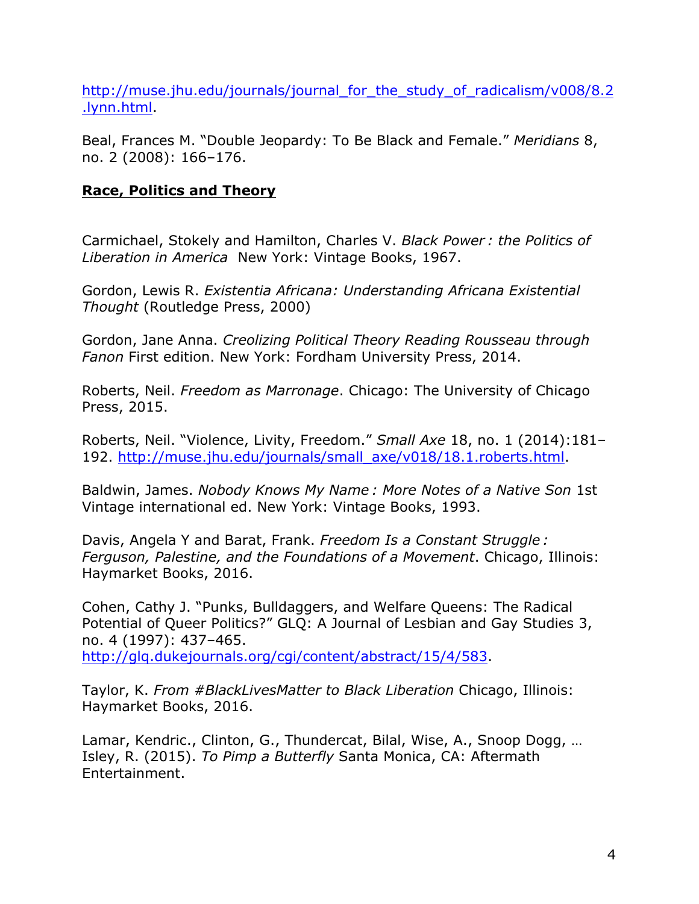http://muse.jhu.edu/journals/journal_for_the_study_of_radicalism/v008/8.2.lynn.html.

Beal, Frances M. "Double Jeopardy: To Be Black and Female." *Meridians* 8, no. 2 (2008): 166–176.

## **Race, Politics and Theory**

Carmichael, Stokely and Hamilton, Charles V. *Black Power : the Politics of Liberation in America* New York: Vintage Books, 1967.

Gordon, Lewis R. *Existentia Africana: Understanding Africana Existential Thought* (Routledge Press, 2000)

Gordon, Jane Anna. *Creolizing Political Theory Reading Rousseau through Fanon* First edition. New York: Fordham University Press, 2014.

Roberts, Neil. *Freedom as Marronage*. Chicago: The University of Chicago Press, 2015.

Roberts, Neil. "Violence, Livity, Freedom." *Small Axe* 18, no. 1 (2014):181–192. http://muse.jhu.edu/journals/small_axe/v018/18.1.roberts.html.

Baldwin, James. *Nobody Knows My Name : More Notes of a Native Son* 1st Vintage international ed. New York: Vintage Books, 1993.

Davis, Angela Y and Barat, Frank. *Freedom Is a Constant Struggle : Ferguson, Palestine, and the Foundations of a Movement*. Chicago, Illinois: Haymarket Books, 2016.

Cohen, Cathy J. "Punks, Bulldaggers, and Welfare Queens: The Radical Potential of Queer Politics?" GLQ: A Journal of Lesbian and Gay Studies 3, no. 4 (1997): 437–465. http://glq.dukejournals.org/cgi/content/abstract/15/4/583.

Taylor, K. *From #BlackLivesMatter to Black Liberation* Chicago, Illinois: Haymarket Books, 2016.

Lamar, Kendric., Clinton, G., Thundercat, Bilal, Wise, A., Snoop Dogg, … Isley, R. (2015). *To Pimp a Butterfly* Santa Monica, CA: Aftermath Entertainment.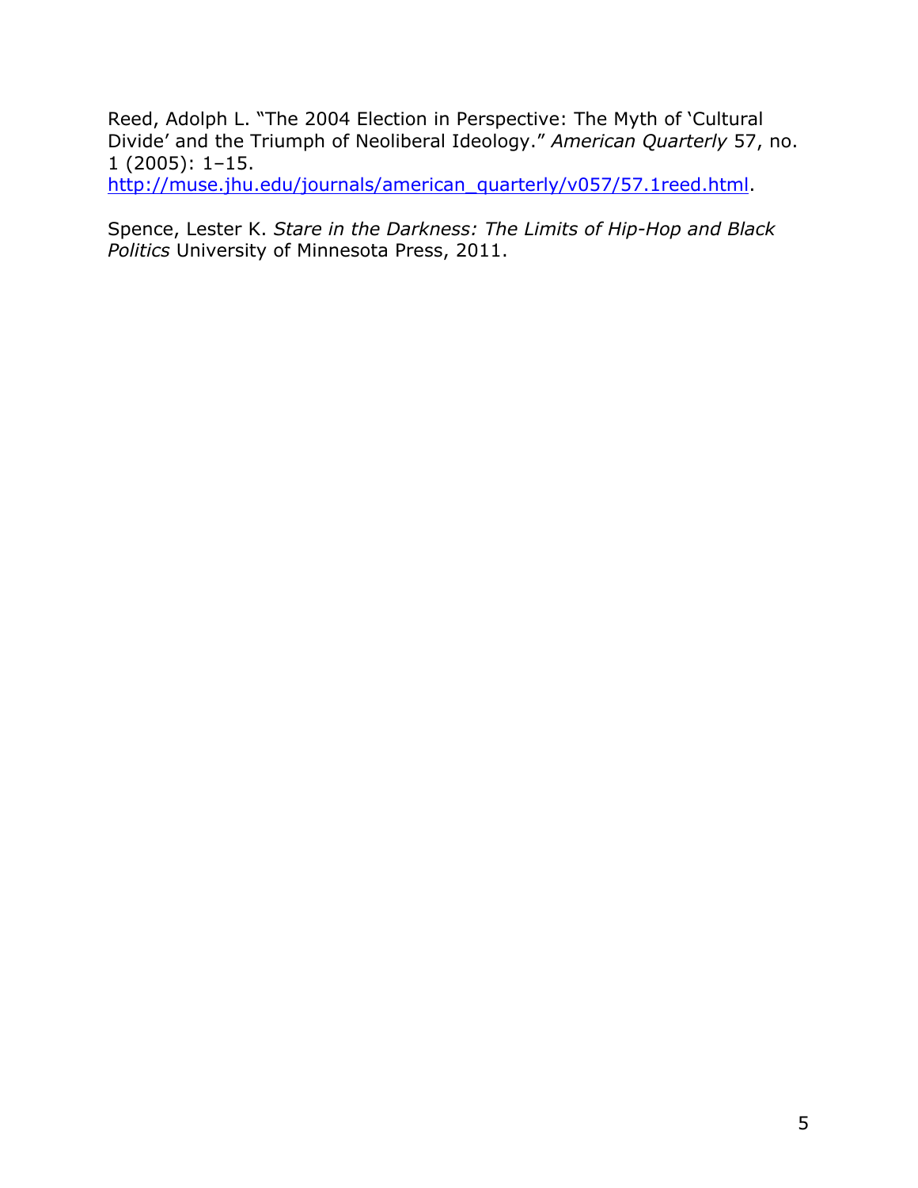Reed, Adolph L. "The 2004 Election in Perspective: The Myth of 'Cultural Divide' and the Triumph of Neoliberal Ideology." *American Quarterly* 57, no. 1 (2005): 1–15. http://muse.jhu.edu/journals/american_quarterly/v057/57.1reed.html.

Spence, Lester K. *Stare in the Darkness: The Limits of Hip-Hop and Black Politics* University of Minnesota Press, 2011.